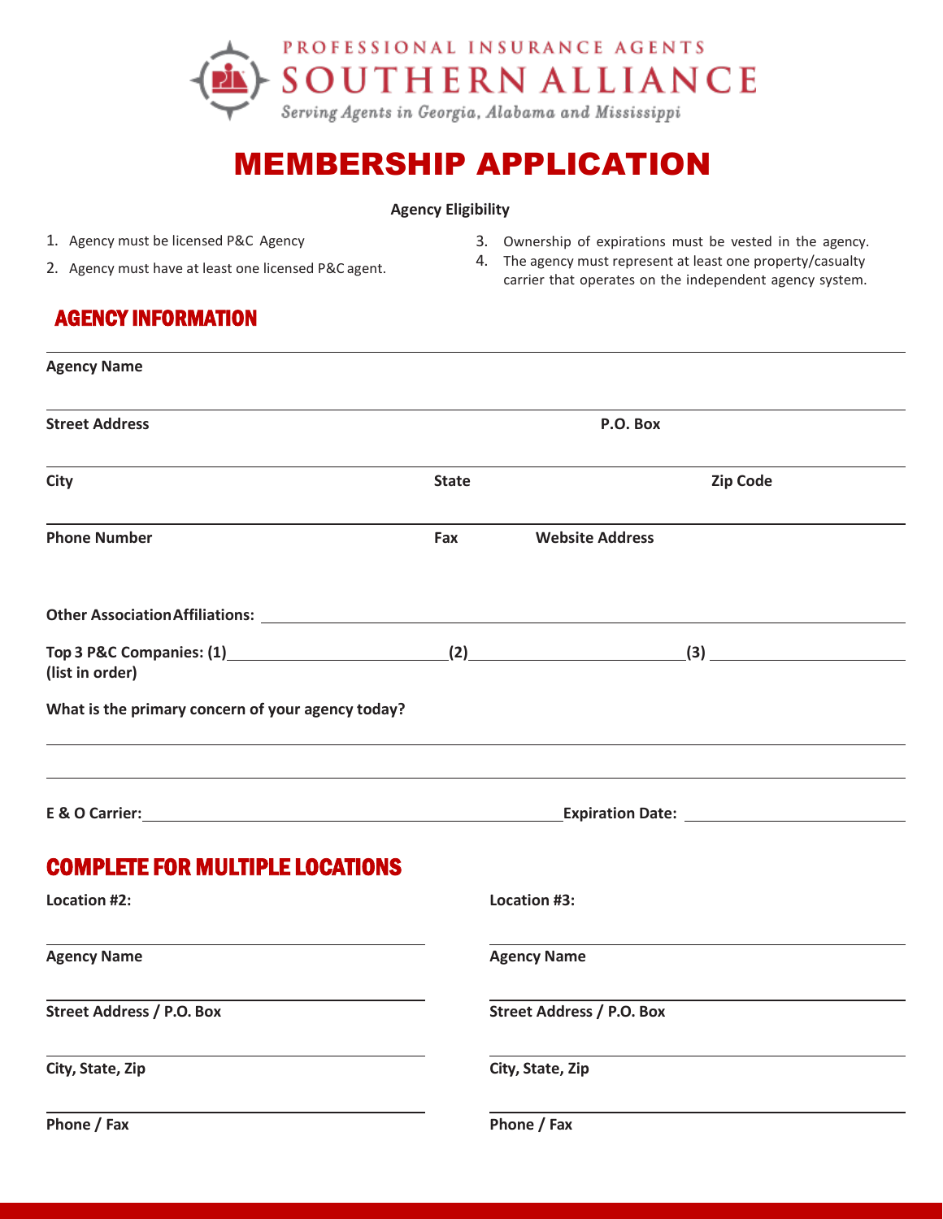PROFESSIONAL INSURANCE AGENTS

SOUTHERN ALLIANCE

*Serving Agents in Georgia, Alabama and Mississippi*

# MEMBERSHIP APPLICATION

**Agency Eligibility**

1. Agency must be licensed P&C Agency
2. Agency must have at least one licensed P&C agent.
3. Ownership of expirations must be vested in the agency.
4. The agency must represent at least one property/casualty carrier that operates on the independent agency system.

## AGENCY INFORMATION

**Agency Name**

**Street Address** **P.O. Box**

**City** **State** **Zip Code**

**Phone Number** **Fax** **Website Address**

**Other Association Affiliations:** ____________________

**Top 3 P&C Companies: (1)**____________ **(2)**____________ **(3)**____________
**(list in order)**

**What is the primary concern of your agency today?**

____________________

____________________

**E & O Carrier:**____________________ **Expiration Date:** ____________

## COMPLETE FOR MULTIPLE LOCATIONS

**Location #2:**

**Agency Name**

**Street Address / P.O. Box**

**City, State, Zip**

**Phone / Fax**

**Location #3:**

**Agency Name**

**Street Address / P.O. Box**

**City, State, Zip**

**Phone / Fax**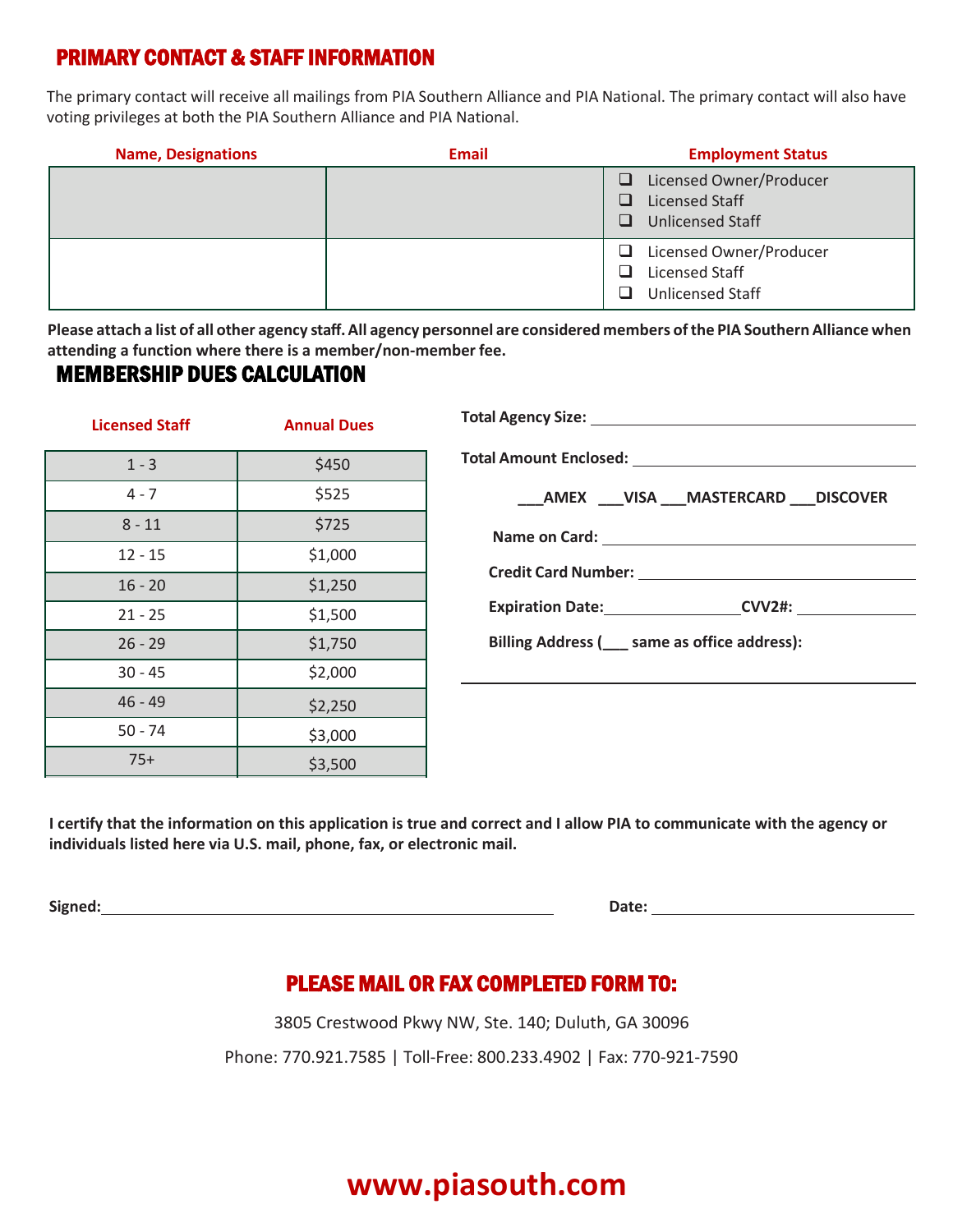## PRIMARY CONTACT & STAFF INFORMATION

The primary contact will receive all mailings from PIA Southern Alliance and PIA National. The primary contact will also have voting privileges at both the PIA Southern Alliance and PIA National.

| Name, Designations | Email | Employment Status |
|---|---|---|
| | | ❑ Licensed Owner/Producer<br>❑ Licensed Staff<br>❑ Unlicensed Staff |
| | | ❑ Licensed Owner/Producer<br>❑ Licensed Staff<br>❑ Unlicensed Staff |

**Please attach a list of all other agency staff. All agency personnel are considered members of the PIA Southern Alliance when attending a function where there is a member/non-member fee.**

## MEMBERSHIP DUES CALCULATION

| Licensed Staff | Annual Dues |
|---|---|
| 1 - 3 | $450 |
| 4 - 7 | $525 |
| 8 - 11 | $725 |
| 12 - 15 | $1,000 |
| 16 - 20 | $1,250 |
| 21 - 25 | $1,500 |
| 26 - 29 | $1,750 |
| 30 - 45 | $2,000 |
| 46 - 49 | $2,250 |
| 50 - 74 | $3,000 |
| 75+ | $3,500 |

**Total Agency Size:** ______________________

**Total Amount Enclosed:** ______________________

**___AMEX ___VISA ___MASTERCARD ___DISCOVER**

**Name on Card:** ______________________

**Credit Card Number:** ______________________

**Expiration Date:**______________ **CVV2#:** ____________

**Billing Address (___ same as office address):**

______________________

**I certify that the information on this application is true and correct and I allow PIA to communicate with the agency or individuals listed here via U.S. mail, phone, fax, or electronic mail.**

**Signed:**______________________ **Date:** ______________________

## PLEASE MAIL OR FAX COMPLETED FORM TO:

3805 Crestwood Pkwy NW, Ste. 140; Duluth, GA 30096

Phone: 770.921.7585 | Toll-Free: 800.233.4902 | Fax: 770-921-7590

**www.piasouth.com**